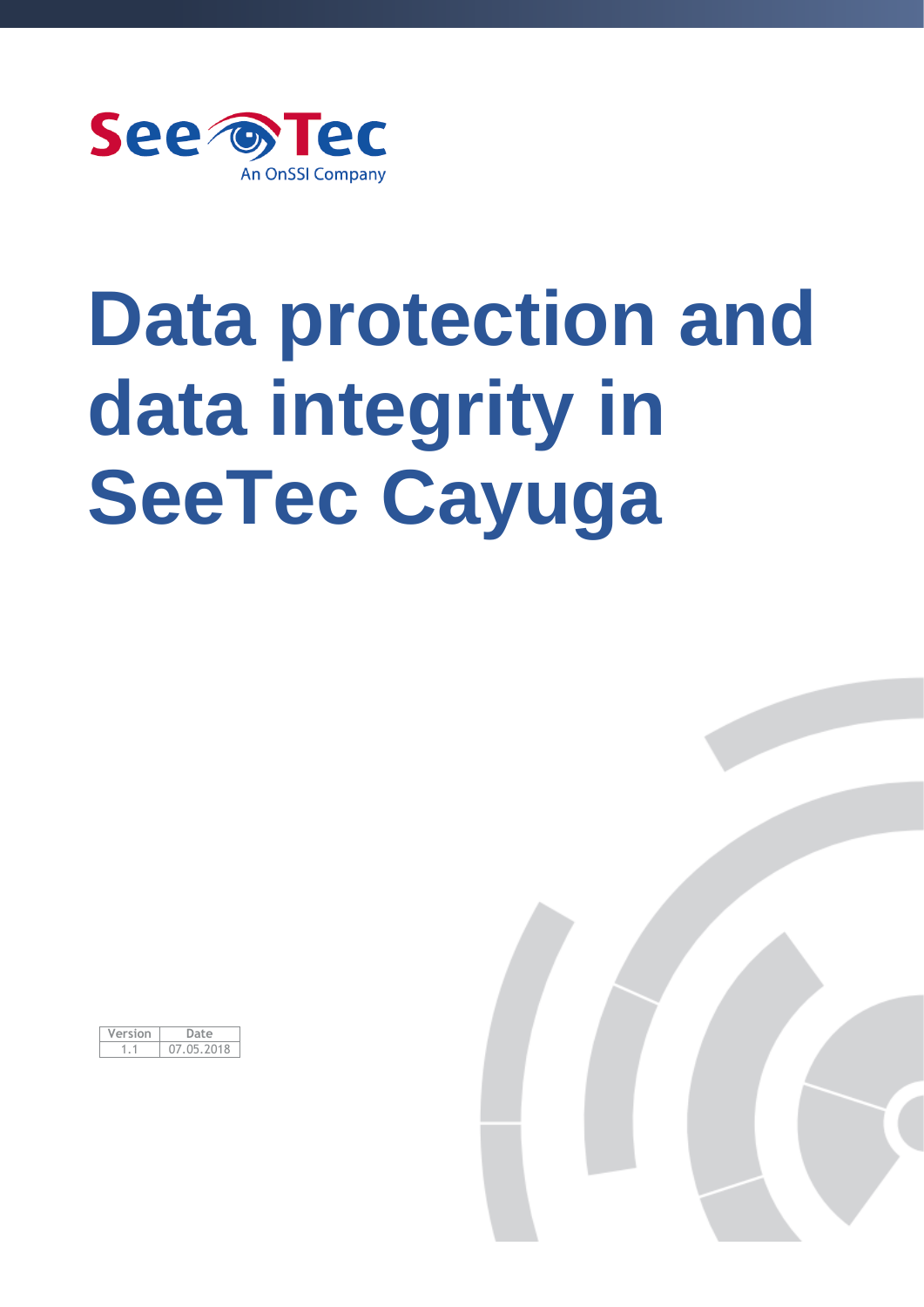SeeTec

An OnSSI Company

# Data protection and data integrity in SeeTec Cayuga

| Version | Date |
| --- | --- |
| 1.1 | 07.05.2018 |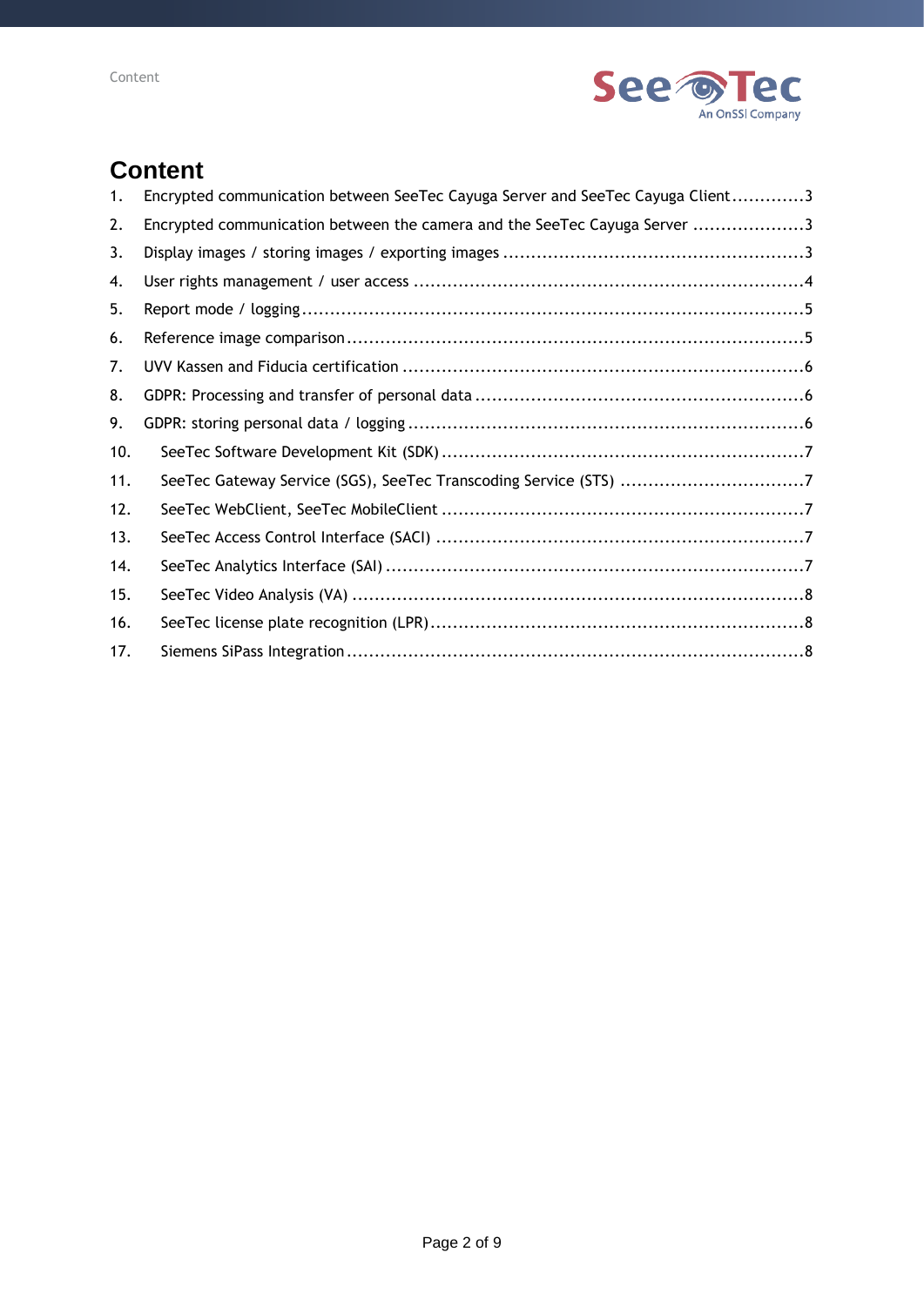# Content

1. Encrypted communication between SeeTec Cayuga Server and SeeTec Cayuga Client ............3
2. Encrypted communication between the camera and the SeeTec Cayuga Server ....................3
3. Display images / storing images / exporting images ......................................................3
4. User rights management / user access ......................................................................4
5. Report mode / logging ..........................................................................................5
6. Reference image comparison ..................................................................................5
7. UVV Kassen and Fiducia certification .........................................................................6
8. GDPR: Processing and transfer of personal data ...........................................................6
9. GDPR: storing personal data / logging .......................................................................6
10. SeeTec Software Development Kit (SDK) .................................................................7
11. SeeTec Gateway Service (SGS), SeeTec Transcoding Service (STS) .................................7
12. SeeTec WebClient, SeeTec MobileClient .................................................................7
13. SeeTec Access Control Interface (SACI) ..................................................................7
14. SeeTec Analytics Interface (SAI) ...........................................................................7
15. SeeTec Video Analysis (VA) .................................................................................8
16. SeeTec license plate recognition (LPR) ...................................................................8
17. Siemens SiPass Integration ..................................................................................8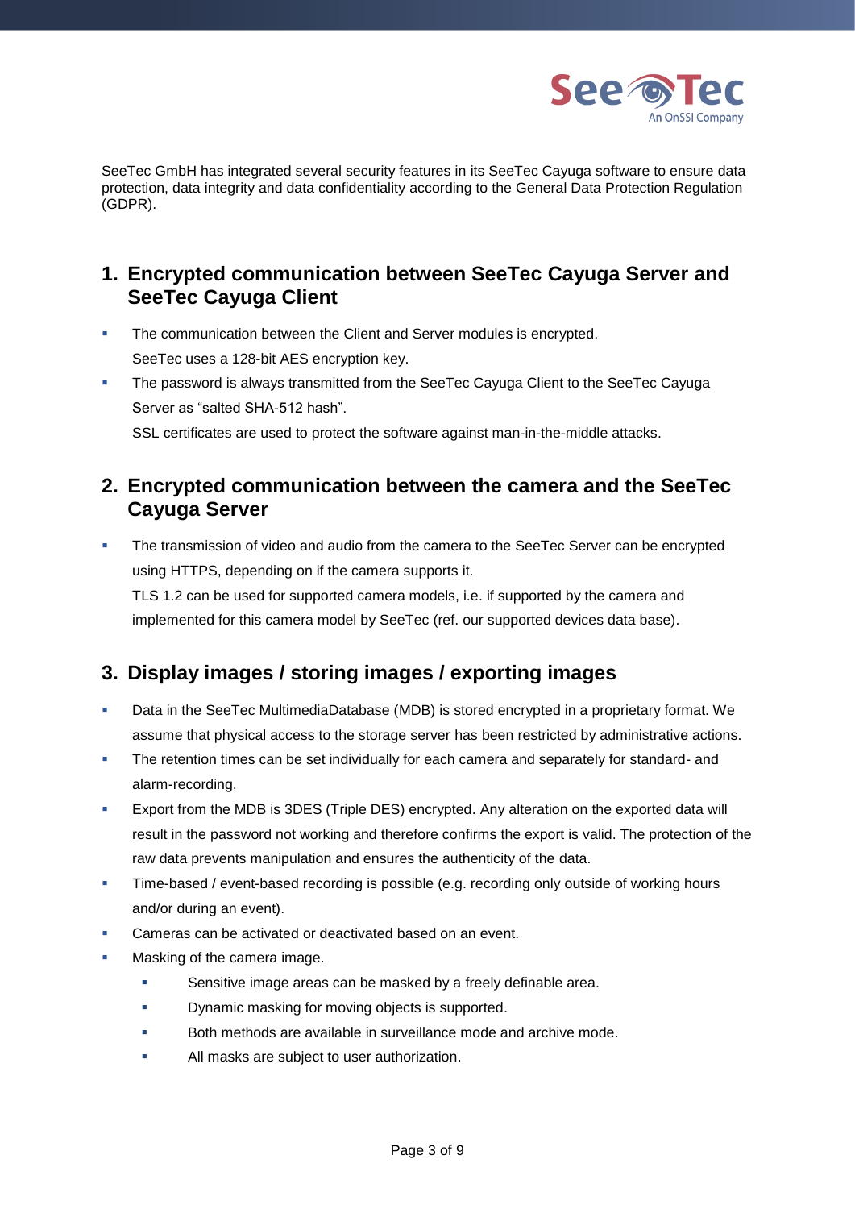SeeTec GmbH has integrated several security features in its SeeTec Cayuga software to ensure data protection, data integrity and data confidentiality according to the General Data Protection Regulation (GDPR).

## 1. Encrypted communication between SeeTec Cayuga Server and SeeTec Cayuga Client

- The communication between the Client and Server modules is encrypted.
  SeeTec uses a 128-bit AES encryption key.
- The password is always transmitted from the SeeTec Cayuga Client to the SeeTec Cayuga Server as "salted SHA-512 hash".
  SSL certificates are used to protect the software against man-in-the-middle attacks.

## 2. Encrypted communication between the camera and the SeeTec Cayuga Server

- The transmission of video and audio from the camera to the SeeTec Server can be encrypted using HTTPS, depending on if the camera supports it.
  TLS 1.2 can be used for supported camera models, i.e. if supported by the camera and implemented for this camera model by SeeTec (ref. our supported devices data base).

## 3. Display images / storing images / exporting images

- Data in the SeeTec MultimediaDatabase (MDB) is stored encrypted in a proprietary format. We assume that physical access to the storage server has been restricted by administrative actions.
- The retention times can be set individually for each camera and separately for standard- and alarm-recording.
- Export from the MDB is 3DES (Triple DES) encrypted. Any alteration on the exported data will result in the password not working and therefore confirms the export is valid. The protection of the raw data prevents manipulation and ensures the authenticity of the data.
- Time-based / event-based recording is possible (e.g. recording only outside of working hours and/or during an event).
- Cameras can be activated or deactivated based on an event.
- Masking of the camera image.
  - Sensitive image areas can be masked by a freely definable area.
  - Dynamic masking for moving objects is supported.
  - Both methods are available in surveillance mode and archive mode.
  - All masks are subject to user authorization.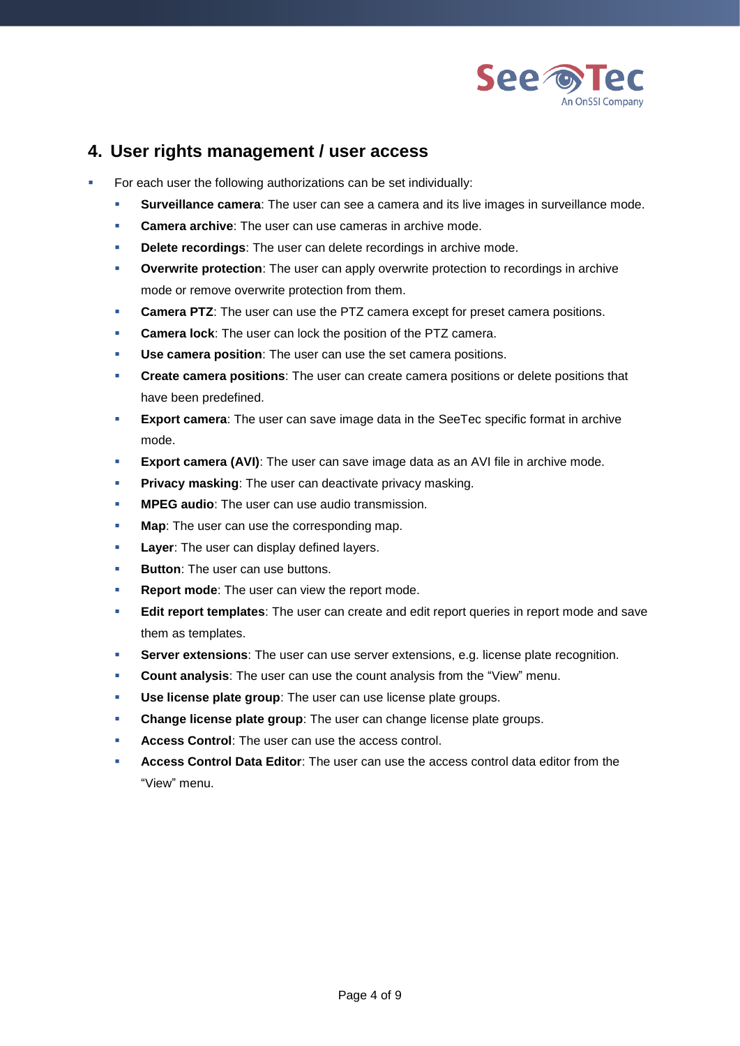## 4. User rights management / user access

- For each user the following authorizations can be set individually:
  - **Surveillance camera**: The user can see a camera and its live images in surveillance mode.
  - **Camera archive**: The user can use cameras in archive mode.
  - **Delete recordings**: The user can delete recordings in archive mode.
  - **Overwrite protection**: The user can apply overwrite protection to recordings in archive mode or remove overwrite protection from them.
  - **Camera PTZ**: The user can use the PTZ camera except for preset camera positions.
  - **Camera lock**: The user can lock the position of the PTZ camera.
  - **Use camera position**: The user can use the set camera positions.
  - **Create camera positions**: The user can create camera positions or delete positions that have been predefined.
  - **Export camera**: The user can save image data in the SeeTec specific format in archive mode.
  - **Export camera (AVI)**: The user can save image data as an AVI file in archive mode.
  - **Privacy masking**: The user can deactivate privacy masking.
  - **MPEG audio**: The user can use audio transmission.
  - **Map**: The user can use the corresponding map.
  - **Layer**: The user can display defined layers.
  - **Button**: The user can use buttons.
  - **Report mode**: The user can view the report mode.
  - **Edit report templates**: The user can create and edit report queries in report mode and save them as templates.
  - **Server extensions**: The user can use server extensions, e.g. license plate recognition.
  - **Count analysis**: The user can use the count analysis from the “View” menu.
  - **Use license plate group**: The user can use license plate groups.
  - **Change license plate group**: The user can change license plate groups.
  - **Access Control**: The user can use the access control.
  - **Access Control Data Editor**: The user can use the access control data editor from the “View” menu.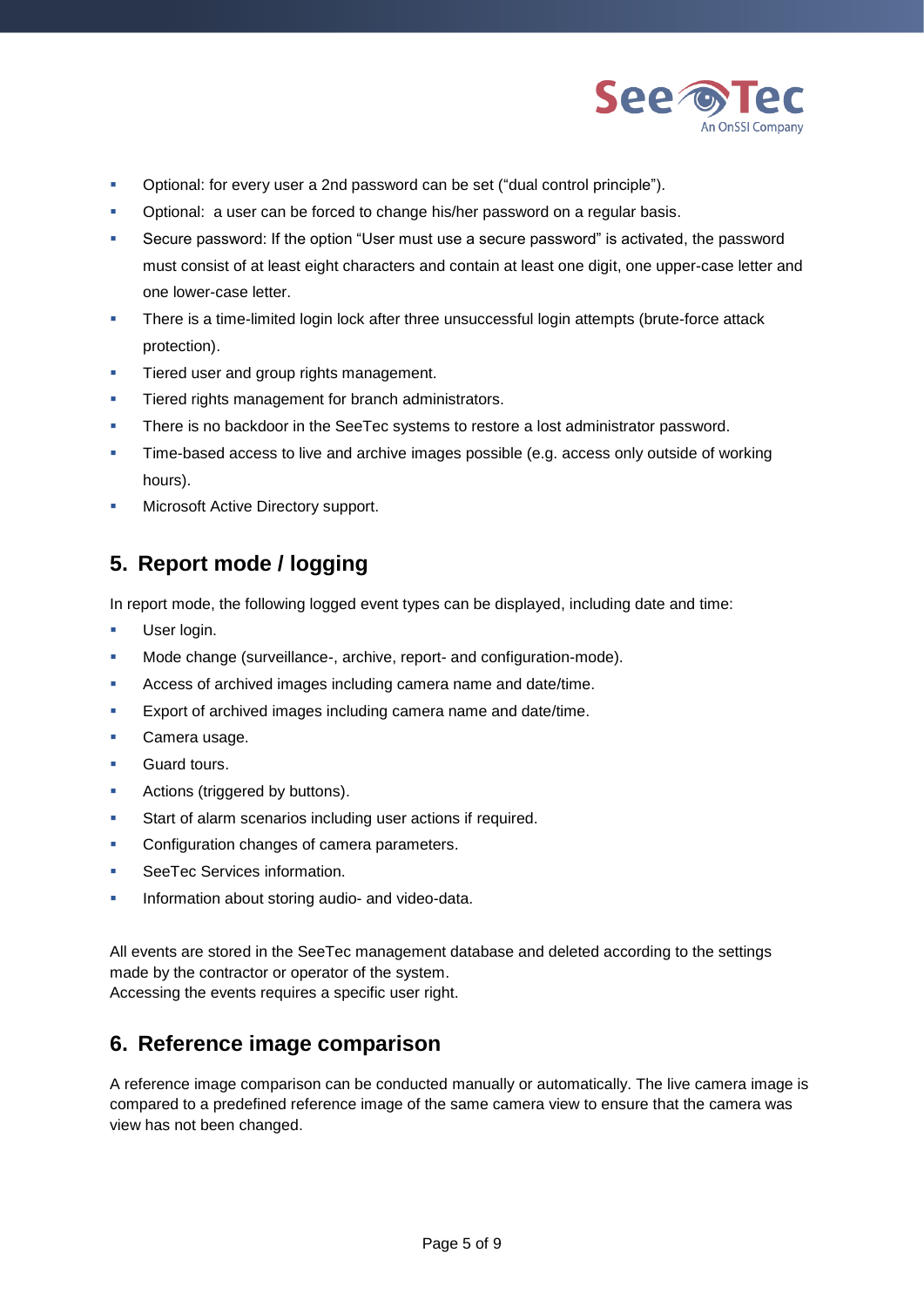- Optional: for every user a 2nd password can be set (“dual control principle”).
- Optional:  a user can be forced to change his/her password on a regular basis.
- Secure password: If the option “User must use a secure password” is activated, the password must consist of at least eight characters and contain at least one digit, one upper-case letter and one lower-case letter.
- There is a time-limited login lock after three unsuccessful login attempts (brute-force attack protection).
- Tiered user and group rights management.
- Tiered rights management for branch administrators.
- There is no backdoor in the SeeTec systems to restore a lost administrator password.
- Time-based access to live and archive images possible (e.g. access only outside of working hours).
- Microsoft Active Directory support.

## 5. Report mode / logging

In report mode, the following logged event types can be displayed, including date and time:

- User login.
- Mode change (surveillance-, archive, report- and configuration-mode).
- Access of archived images including camera name and date/time.
- Export of archived images including camera name and date/time.
- Camera usage.
- Guard tours.
- Actions (triggered by buttons).
- Start of alarm scenarios including user actions if required.
- Configuration changes of camera parameters.
- SeeTec Services information.
- Information about storing audio- and video-data.

All events are stored in the SeeTec management database and deleted according to the settings made by the contractor or operator of the system.
Accessing the events requires a specific user right.

## 6. Reference image comparison

A reference image comparison can be conducted manually or automatically. The live camera image is compared to a predefined reference image of the same camera view to ensure that the camera was view has not been changed.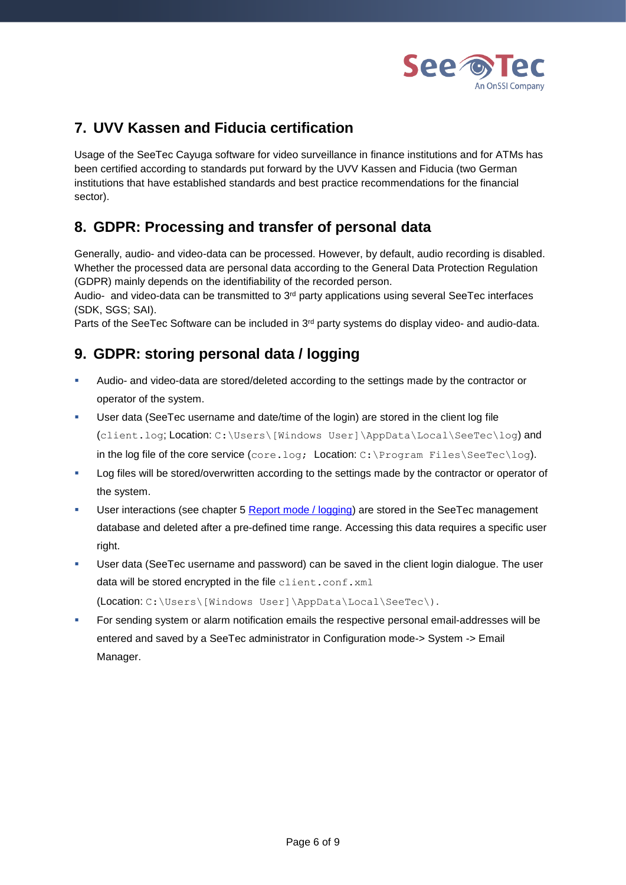## 7. UVV Kassen and Fiducia certification

Usage of the SeeTec Cayuga software for video surveillance in finance institutions and for ATMs has been certified according to standards put forward by the UVV Kassen and Fiducia (two German institutions that have established standards and best practice recommendations for the financial sector).

## 8. GDPR: Processing and transfer of personal data

Generally, audio- and video-data can be processed. However, by default, audio recording is disabled. Whether the processed data are personal data according to the General Data Protection Regulation (GDPR) mainly depends on the identifiability of the recorded person.
Audio- and video-data can be transmitted to 3rd party applications using several SeeTec interfaces (SDK, SGS; SAI).
Parts of the SeeTec Software can be included in 3rd party systems do display video- and audio-data.

## 9. GDPR: storing personal data / logging

- Audio- and video-data are stored/deleted according to the settings made by the contractor or operator of the system.
- User data (SeeTec username and date/time of the login) are stored in the client log file (`client.log`; Location: `C:\Users\[Windows User]\AppData\Local\SeeTec\log`) and in the log file of the core service (`core.log`; Location: `C:\Program Files\SeeTec\log`).
- Log files will be stored/overwritten according to the settings made by the contractor or operator of the system.
- User interactions (see chapter 5 Report mode / logging) are stored in the SeeTec management database and deleted after a pre-defined time range. Accessing this data requires a specific user right.
- User data (SeeTec username and password) can be saved in the client login dialogue. The user data will be stored encrypted in the file `client.conf.xml` (Location: `C:\Users\[Windows User]\AppData\Local\SeeTec\`).
- For sending system or alarm notification emails the respective personal email-addresses will be entered and saved by a SeeTec administrator in Configuration mode-> System -> Email Manager.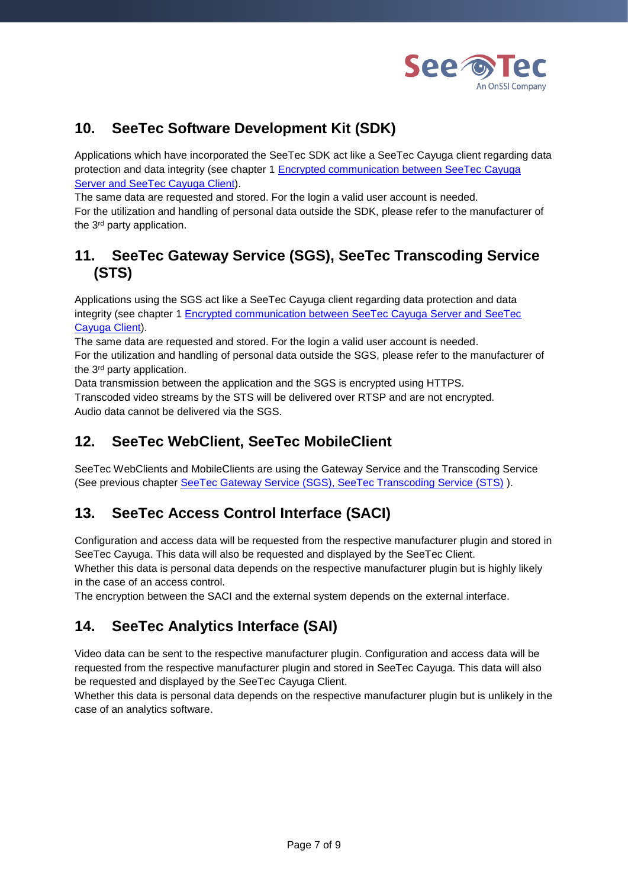## 10. SeeTec Software Development Kit (SDK)

Applications which have incorporated the SeeTec SDK act like a SeeTec Cayuga client regarding data protection and data integrity (see chapter 1 Encrypted communication between SeeTec Cayuga Server and SeeTec Cayuga Client).
The same data are requested and stored. For the login a valid user account is needed.
For the utilization and handling of personal data outside the SDK, please refer to the manufacturer of the 3rd party application.

## 11. SeeTec Gateway Service (SGS), SeeTec Transcoding Service (STS)

Applications using the SGS act like a SeeTec Cayuga client regarding data protection and data integrity (see chapter 1 Encrypted communication between SeeTec Cayuga Server and SeeTec Cayuga Client).
The same data are requested and stored. For the login a valid user account is needed.
For the utilization and handling of personal data outside the SGS, please refer to the manufacturer of the 3rd party application.
Data transmission between the application and the SGS is encrypted using HTTPS.
Transcoded video streams by the STS will be delivered over RTSP and are not encrypted.
Audio data cannot be delivered via the SGS.

## 12. SeeTec WebClient, SeeTec MobileClient

SeeTec WebClients and MobileClients are using the Gateway Service and the Transcoding Service (See previous chapter SeeTec Gateway Service (SGS), SeeTec Transcoding Service (STS) ).

## 13. SeeTec Access Control Interface (SACI)

Configuration and access data will be requested from the respective manufacturer plugin and stored in SeeTec Cayuga. This data will also be requested and displayed by the SeeTec Client.
Whether this data is personal data depends on the respective manufacturer plugin but is highly likely in the case of an access control.
The encryption between the SACI and the external system depends on the external interface.

## 14. SeeTec Analytics Interface (SAI)

Video data can be sent to the respective manufacturer plugin. Configuration and access data will be requested from the respective manufacturer plugin and stored in SeeTec Cayuga. This data will also be requested and displayed by the SeeTec Cayuga Client.
Whether this data is personal data depends on the respective manufacturer plugin but is unlikely in the case of an analytics software.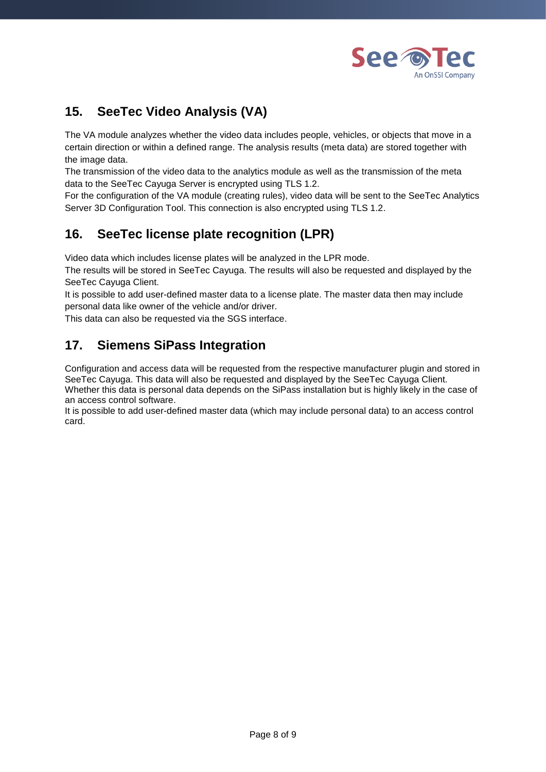## 15. SeeTec Video Analysis (VA)

The VA module analyzes whether the video data includes people, vehicles, or objects that move in a certain direction or within a defined range. The analysis results (meta data) are stored together with the image data.
The transmission of the video data to the analytics module as well as the transmission of the meta data to the SeeTec Cayuga Server is encrypted using TLS 1.2.
For the configuration of the VA module (creating rules), video data will be sent to the SeeTec Analytics Server 3D Configuration Tool. This connection is also encrypted using TLS 1.2.

## 16. SeeTec license plate recognition (LPR)

Video data which includes license plates will be analyzed in the LPR mode.
The results will be stored in SeeTec Cayuga. The results will also be requested and displayed by the SeeTec Cayuga Client.
It is possible to add user-defined master data to a license plate. The master data then may include personal data like owner of the vehicle and/or driver.
This data can also be requested via the SGS interface.

## 17. Siemens SiPass Integration

Configuration and access data will be requested from the respective manufacturer plugin and stored in SeeTec Cayuga. This data will also be requested and displayed by the SeeTec Cayuga Client.
Whether this data is personal data depends on the SiPass installation but is highly likely in the case of an access control software.
It is possible to add user-defined master data (which may include personal data) to an access control card.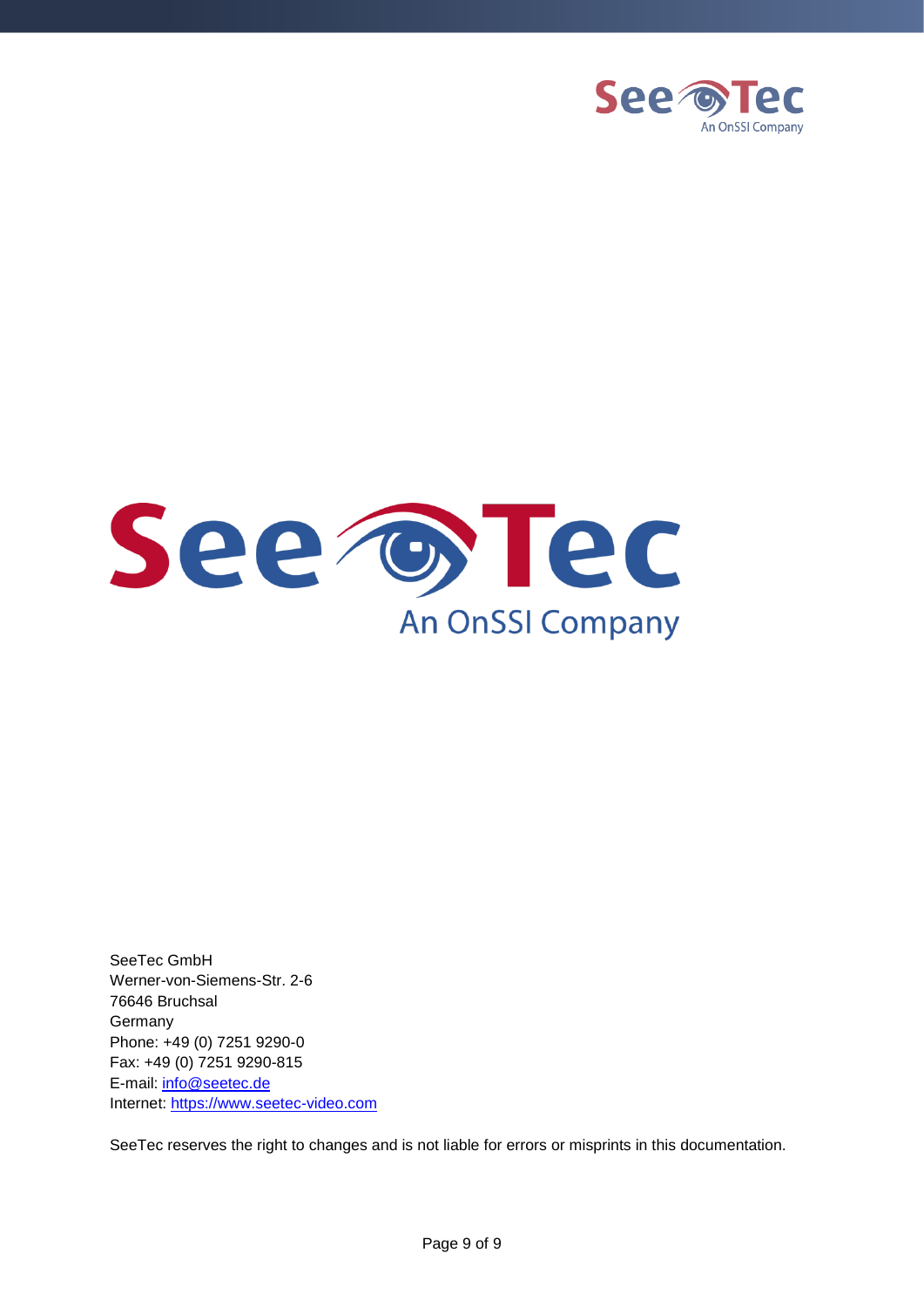SeeTec GmbH
Werner-von-Siemens-Str. 2-6
76646 Bruchsal
Germany
Phone: +49 (0) 7251 9290-0
Fax: +49 (0) 7251 9290-815
E-mail: [info@seetec.de](mailto:info@seetec.de)
Internet: [https://www.seetec-video.com](https://www.seetec-video.com)

SeeTec reserves the right to changes and is not liable for errors or misprints in this documentation.